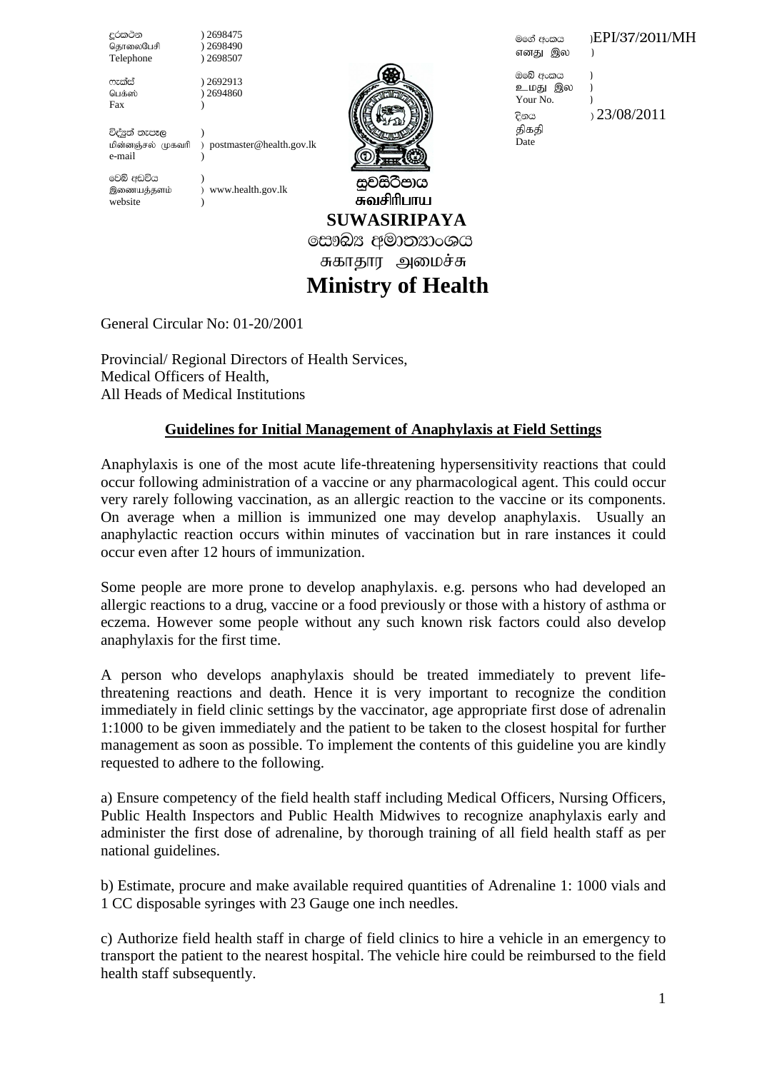| | | |
|---|---|---|
| දුරකථන<br>தொலைபேசி<br>Telephone | ) 2698475<br>) 2698490<br>) 2698507 | |
| ෆැක්ස්<br>பெக்ஸ்<br>Fax | ) 2692913<br>) 2694860<br>) | |
| විද්‍යුත් තැපෑල<br>மின்னஞ்சல் முகவரி<br>e-mail | )<br>) postmaster@health.gov.lk<br>) | |
| වෙබ් අඩවිය<br>இணையத்தளம்<br>website | )<br>) www.health.gov.lk<br>) | |

| | |
|---|---|
| මගේ අංකය<br>எனது இல | ) EPI/37/2011/MH<br>) |
| ඔබේ අංකය<br>உமது இல<br>Your No. | )<br>)<br>) |
| දිනය<br>திகதி<br>Date | ) 23/08/2011 |

**සුවසිරිපාය**
**சுவசிரிபாய**
**SUWASIRIPAYA**
සෞඛ්‍ය අමාත්‍යාංශය
சுகாதார அமைச்சு
# Ministry of Health

General Circular No: 01-20/2001

Provincial/ Regional Directors of Health Services,
Medical Officers of Health,
All Heads of Medical Institutions

## Guidelines for Initial Management of Anaphylaxis at Field Settings

Anaphylaxis is one of the most acute life-threatening hypersensitivity reactions that could occur following administration of a vaccine or any pharmacological agent. This could occur very rarely following vaccination, as an allergic reaction to the vaccine or its components. On average when a million is immunized one may develop anaphylaxis. Usually an anaphylactic reaction occurs within minutes of vaccination but in rare instances it could occur even after 12 hours of immunization.

Some people are more prone to develop anaphylaxis. e.g. persons who had developed an allergic reactions to a drug, vaccine or a food previously or those with a history of asthma or eczema. However some people without any such known risk factors could also develop anaphylaxis for the first time.

A person who develops anaphylaxis should be treated immediately to prevent life-threatening reactions and death. Hence it is very important to recognize the condition immediately in field clinic settings by the vaccinator, age appropriate first dose of adrenalin 1:1000 to be given immediately and the patient to be taken to the closest hospital for further management as soon as possible. To implement the contents of this guideline you are kindly requested to adhere to the following.

a) Ensure competency of the field health staff including Medical Officers, Nursing Officers, Public Health Inspectors and Public Health Midwives to recognize anaphylaxis early and administer the first dose of adrenaline, by thorough training of all field health staff as per national guidelines.

b) Estimate, procure and make available required quantities of Adrenaline 1: 1000 vials and 1 CC disposable syringes with 23 Gauge one inch needles.

c) Authorize field health staff in charge of field clinics to hire a vehicle in an emergency to transport the patient to the nearest hospital. The vehicle hire could be reimbursed to the field health staff subsequently.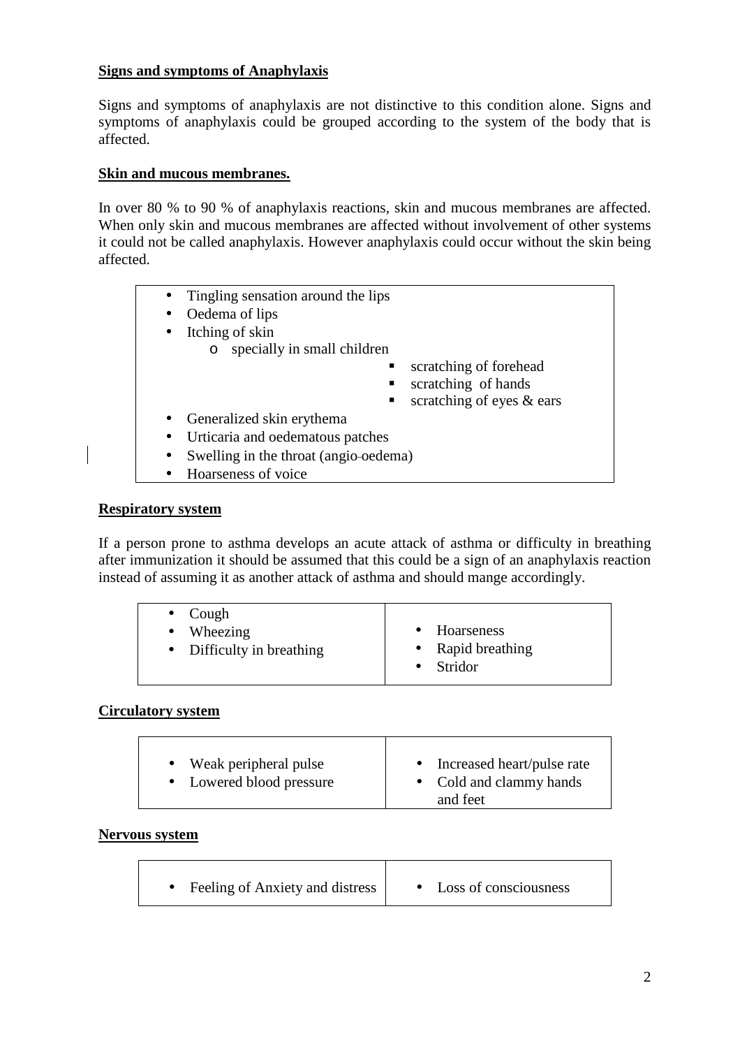**Signs and symptoms of Anaphylaxis**

Signs and symptoms of anaphylaxis are not distinctive to this condition alone. Signs and symptoms of anaphylaxis could be grouped according to the system of the body that is affected.

**Skin and mucous membranes.**

In over 80 % to 90 % of anaphylaxis reactions, skin and mucous membranes are affected. When only skin and mucous membranes are affected without involvement of other systems it could not be called anaphylaxis. However anaphylaxis could occur without the skin being affected.

- Tingling sensation around the lips
- Oedema of lips
- Itching of skin
  - specially in small children
    - scratching of forehead
    - scratching of hands
    - scratching of eyes & ears
- Generalized skin erythema
- Urticaria and oedematous patches
- Swelling in the throat (angio-oedema)
- Hoarseness of voice

**Respiratory system**

If a person prone to asthma develops an acute attack of asthma or difficulty in breathing after immunization it should be assumed that this could be a sign of an anaphylaxis reaction instead of assuming it as another attack of asthma and should mange accordingly.

| | |
|---|---|
| • Cough<br>• Wheezing<br>• Difficulty in breathing | • Hoarseness<br>• Rapid breathing<br>• Stridor |

**Circulatory system**

| | |
|---|---|
| • Weak peripheral pulse<br>• Lowered blood pressure | • Increased heart/pulse rate<br>• Cold and clammy hands and feet |

**Nervous system**

| | |
|---|---|
| • Feeling of Anxiety and distress | • Loss of consciousness |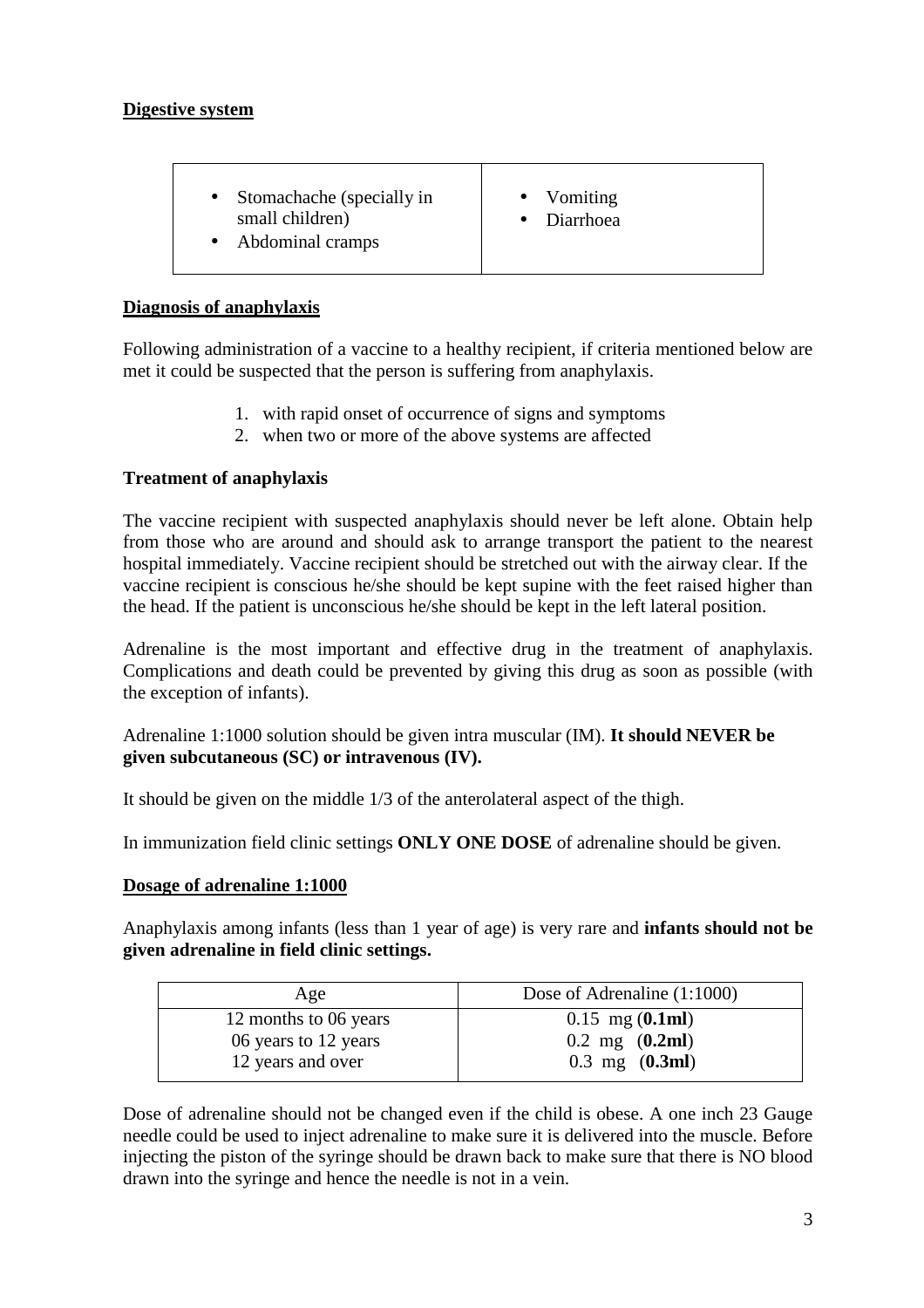**Digestive system**

| | |
|---|---|
| • Stomachache (specially in small children)<br>• Abdominal cramps | • Vomiting<br>• Diarrhoea |

**Diagnosis of anaphylaxis**

Following administration of a vaccine to a healthy recipient, if criteria mentioned below are met it could be suspected that the person is suffering from anaphylaxis.

1. with rapid onset of occurrence of signs and symptoms
2. when two or more of the above systems are affected

**Treatment of anaphylaxis**

The vaccine recipient with suspected anaphylaxis should never be left alone. Obtain help from those who are around and should ask to arrange transport the patient to the nearest hospital immediately. Vaccine recipient should be stretched out with the airway clear. If the vaccine recipient is conscious he/she should be kept supine with the feet raised higher than the head. If the patient is unconscious he/she should be kept in the left lateral position.

Adrenaline is the most important and effective drug in the treatment of anaphylaxis. Complications and death could be prevented by giving this drug as soon as possible (with the exception of infants).

Adrenaline 1:1000 solution should be given intra muscular (IM). **It should NEVER be given subcutaneous (SC) or intravenous (IV).**

It should be given on the middle 1/3 of the anterolateral aspect of the thigh.

In immunization field clinic settings **ONLY ONE DOSE** of adrenaline should be given.

**Dosage of adrenaline 1:1000**

Anaphylaxis among infants (less than 1 year of age) is very rare and **infants should not be given adrenaline in field clinic settings.**

| Age | Dose of Adrenaline (1:1000) |
|---|---|
| 12 months to 06 years | 0.15 mg (**0.1ml**) |
| 06 years to 12 years | 0.2 mg (**0.2ml**) |
| 12 years and over | 0.3 mg (**0.3ml**) |

Dose of adrenaline should not be changed even if the child is obese. A one inch 23 Gauge needle could be used to inject adrenaline to make sure it is delivered into the muscle. Before injecting the piston of the syringe should be drawn back to make sure that there is NO blood drawn into the syringe and hence the needle is not in a vein.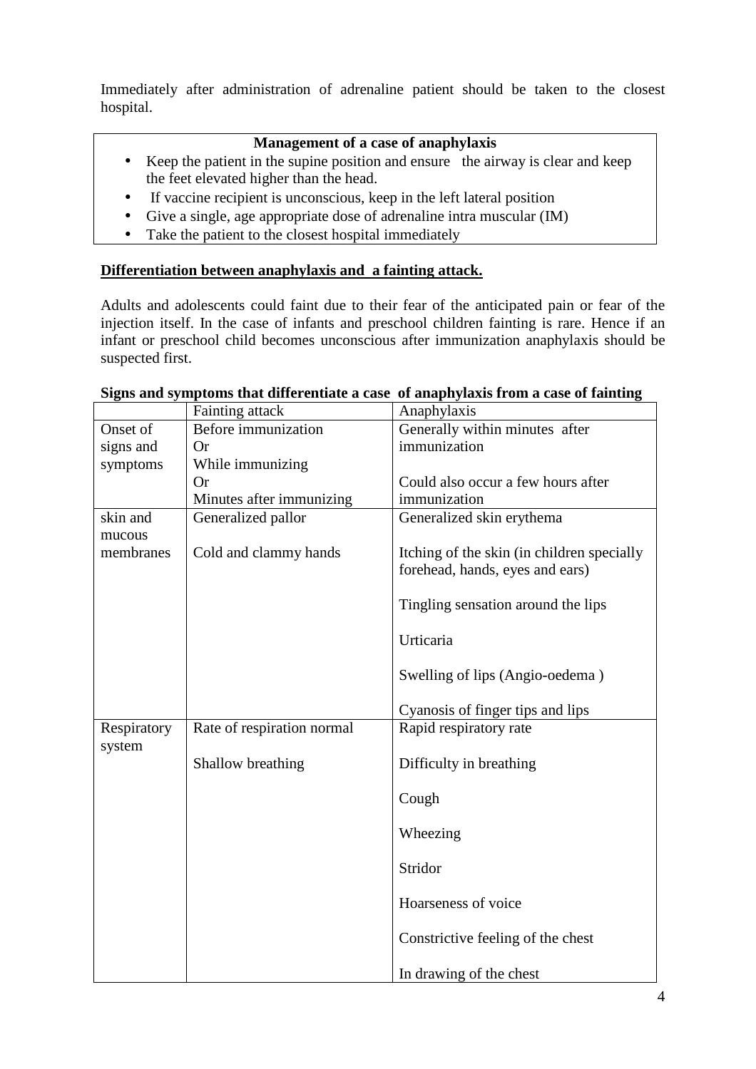Immediately after administration of adrenaline patient should be taken to the closest hospital.

| **Management of a case of anaphylaxis** |
|---|
| • Keep the patient in the supine position and ensure the airway is clear and keep the feet elevated higher than the head.<br>• If vaccine recipient is unconscious, keep in the left lateral position<br>• Give a single, age appropriate dose of adrenaline intra muscular (IM)<br>• Take the patient to the closest hospital immediately |

**Differentiation between anaphylaxis and a fainting attack.**

Adults and adolescents could faint due to their fear of the anticipated pain or fear of the injection itself. In the case of infants and preschool children fainting is rare. Hence if an infant or preschool child becomes unconscious after immunization anaphylaxis should be suspected first.

**Signs and symptoms that differentiate a case of anaphylaxis from a case of fainting**

| | Fainting attack | Anaphylaxis |
|---|---|---|
| Onset of signs and symptoms | Before immunization<br>Or<br>While immunizing<br>Or<br>Minutes after immunizing | Generally within minutes after immunization<br><br>Could also occur a few hours after immunization |
| skin and mucous membranes | Generalized pallor<br><br>Cold and clammy hands | Generalized skin erythema<br><br>Itching of the skin (in children specially forehead, hands, eyes and ears)<br><br>Tingling sensation around the lips<br><br>Urticaria<br><br>Swelling of lips (Angio-oedema )<br><br>Cyanosis of finger tips and lips |
| Respiratory system | Rate of respiration normal<br><br>Shallow breathing | Rapid respiratory rate<br><br>Difficulty in breathing<br><br>Cough<br><br>Wheezing<br><br>Stridor<br><br>Hoarseness of voice<br><br>Constrictive feeling of the chest<br><br>In drawing of the chest |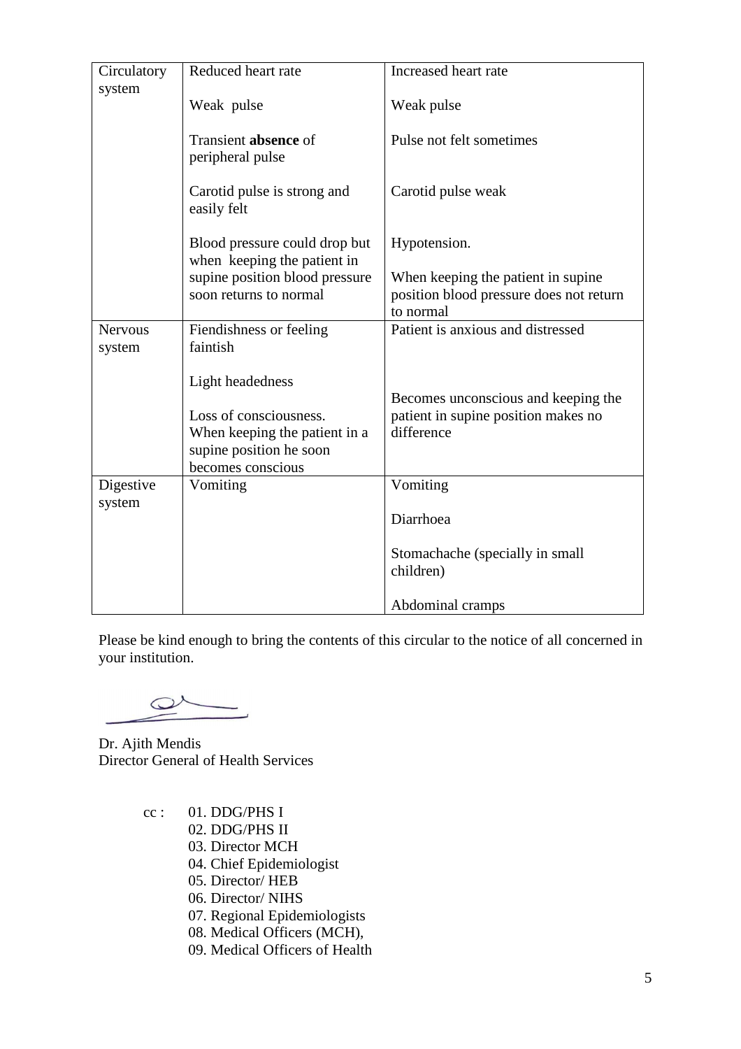| | | |
|---|---|---|
| Circulatory system | Reduced heart rate<br><br>Weak pulse<br><br>Transient **absence** of peripheral pulse<br><br>Carotid pulse is strong and easily felt<br><br>Blood pressure could drop but when keeping the patient in supine position blood pressure soon returns to normal | Increased heart rate<br><br>Weak pulse<br><br>Pulse not felt sometimes<br><br>Carotid pulse weak<br><br>Hypotension.<br><br>When keeping the patient in supine position blood pressure does not return to normal |
| Nervous system | Fiendishness or feeling faintish<br><br>Light headedness<br><br>Loss of consciousness. When keeping the patient in a supine position he soon becomes conscious | Patient is anxious and distressed<br><br>Becomes unconscious and keeping the patient in supine position makes no difference |
| Digestive system | Vomiting | Vomiting<br><br>Diarrhoea<br><br>Stomachache (specially in small children)<br><br>Abdominal cramps |

Please be kind enough to bring the contents of this circular to the notice of all concerned in your institution.

Dr. Ajith Mendis
Director General of Health Services

cc :
01. DDG/PHS I
02. DDG/PHS II
03. Director MCH
04. Chief Epidemiologist
05. Director/ HEB
06. Director/ NIHS
07. Regional Epidemiologists
08. Medical Officers (MCH),
09. Medical Officers of Health